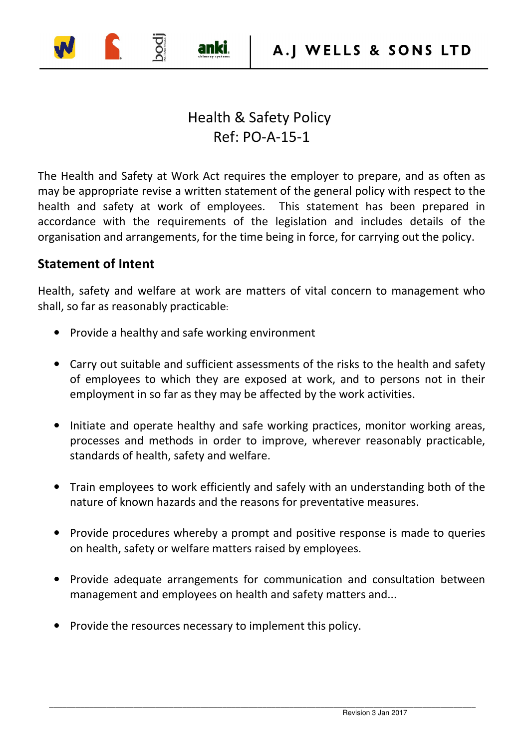# Health & Safety Policy
Ref: PO-A-15-1

The Health and Safety at Work Act requires the employer to prepare, and as often as may be appropriate revise a written statement of the general policy with respect to the health and safety at work of employees. This statement has been prepared in accordance with the requirements of the legislation and includes details of the organisation and arrangements, for the time being in force, for carrying out the policy.

## Statement of Intent

Health, safety and welfare at work are matters of vital concern to management who shall, so far as reasonably practicable:

- Provide a healthy and safe working environment
- Carry out suitable and sufficient assessments of the risks to the health and safety of employees to which they are exposed at work, and to persons not in their employment in so far as they may be affected by the work activities.
- Initiate and operate healthy and safe working practices, monitor working areas, processes and methods in order to improve, wherever reasonably practicable, standards of health, safety and welfare.
- Train employees to work efficiently and safely with an understanding both of the nature of known hazards and the reasons for preventative measures.
- Provide procedures whereby a prompt and positive response is made to queries on health, safety or welfare matters raised by employees.
- Provide adequate arrangements for communication and consultation between management and employees on health and safety matters and...
- Provide the resources necessary to implement this policy.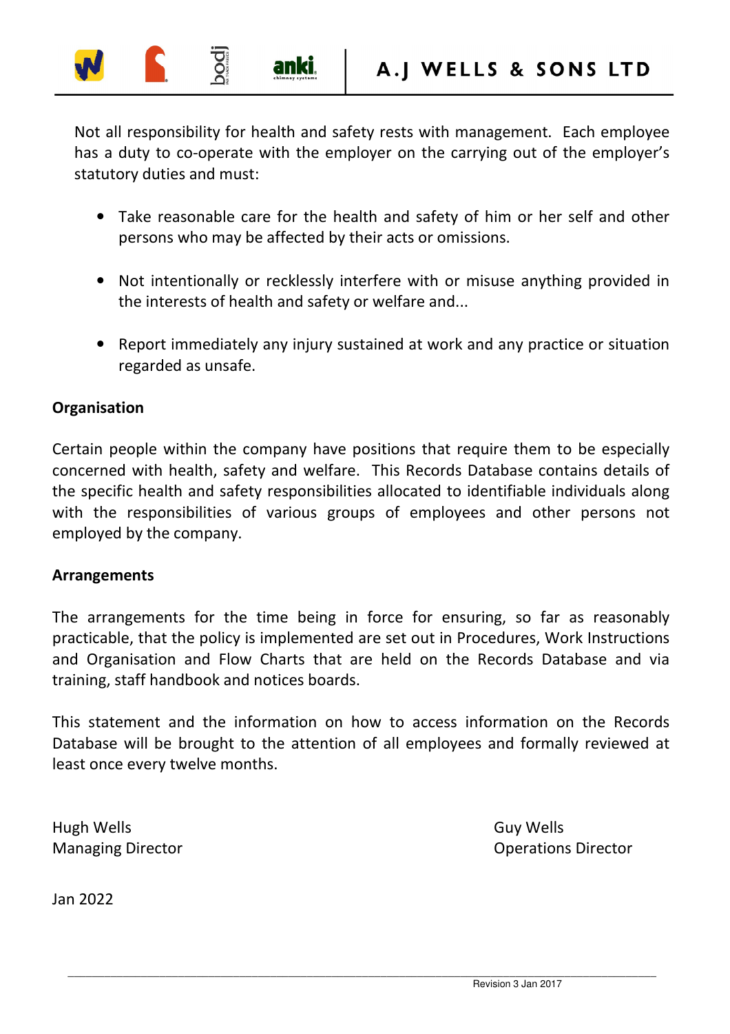Not all responsibility for health and safety rests with management. Each employee has a duty to co-operate with the employer on the carrying out of the employer's statutory duties and must:

- Take reasonable care for the health and safety of him or her self and other persons who may be affected by their acts or omissions.
- Not intentionally or recklessly interfere with or misuse anything provided in the interests of health and safety or welfare and...
- Report immediately any injury sustained at work and any practice or situation regarded as unsafe.

**Organisation**

Certain people within the company have positions that require them to be especially concerned with health, safety and welfare. This Records Database contains details of the specific health and safety responsibilities allocated to identifiable individuals along with the responsibilities of various groups of employees and other persons not employed by the company.

**Arrangements**

The arrangements for the time being in force for ensuring, so far as reasonably practicable, that the policy is implemented are set out in Procedures, Work Instructions and Organisation and Flow Charts that are held on the Records Database and via training, staff handbook and notices boards.

This statement and the information on how to access information on the Records Database will be brought to the attention of all employees and formally reviewed at least once every twelve months.

Hugh Wells
Managing Director

Guy Wells
Operations Director

Jan 2022

Revision 3 Jan 2017